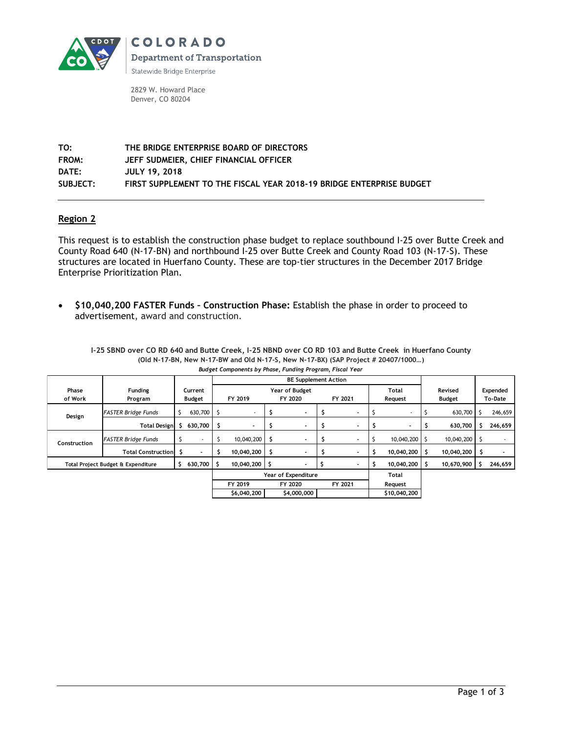COLORADO

Department of Transportation

Statewide Bridge Enterprise

2829 W. Howard Place
Denver, CO 80204

**TO:** THE BRIDGE ENTERPRISE BOARD OF DIRECTORS
**FROM:** JEFF SUDMEIER, CHIEF FINANCIAL OFFICER
**DATE:** JULY 19, 2018
**SUBJECT:** FIRST SUPPLEMENT TO THE FISCAL YEAR 2018-19 BRIDGE ENTERPRISE BUDGET

---

## Region 2

This request is to establish the construction phase budget to replace southbound I-25 over Butte Creek and County Road 640 (N-17-BN) and northbound I-25 over Butte Creek and County Road 103 (N-17-S). These structures are located in Huerfano County. These are top-tier structures in the December 2017 Bridge Enterprise Prioritization Plan.

- **$10,040,200 FASTER Funds – Construction Phase:** Establish the phase in order to proceed to advertisement, award and construction.

**I-25 SBND over CO RD 640 and Butte Creek, I-25 NBND over CO RD 103 and Butte Creek in Huerfano County (Old N-17-BN, New N-17-BW and Old N-17-S, New N-17-BX) (SAP Project # 20407/1000…)**

*Budget Components by Phase, Funding Program, Fiscal Year*

| Phase of Work | Funding Program | Current Budget | BE Supplement Action: Year of Budget FY 2019 | BE Supplement Action: Year of Budget FY 2020 | BE Supplement Action: Year of Budget FY 2021 | BE Supplement Action: Total Request | Revised Budget | Expended To-Date |
|---|---|---|---|---|---|---|---|---|
| Design | *FASTER Bridge Funds* | $ 630,700 | $ - | $ - | $ - | $ - | $ 630,700 | $ 246,659 |
| | **Total Design** | **$ 630,700** | **$ -** | **$ -** | **$ -** | **$ -** | **$ 630,700** | **$ 246,659** |
| Construction | *FASTER Bridge Funds* | $ - | $ 10,040,200 | $ - | $ - | $ 10,040,200 | $ 10,040,200 | $ - |
| | **Total Construction** | **$ -** | **$ 10,040,200** | **$ -** | **$ -** | **$ 10,040,200** | **$ 10,040,200** | **$ -** |
| **Total Project Budget & Expenditure** | | **$ 630,700** | **$ 10,040,200** | **$ -** | **$ -** | **$ 10,040,200** | **$ 10,670,900** | **$ 246,659** |

| Year of Expenditure FY 2019 | Year of Expenditure FY 2020 | Year of Expenditure FY 2021 | Total Request |
|---|---|---|---|
| $6,040,200 | $4,000,000 | | $10,040,200 |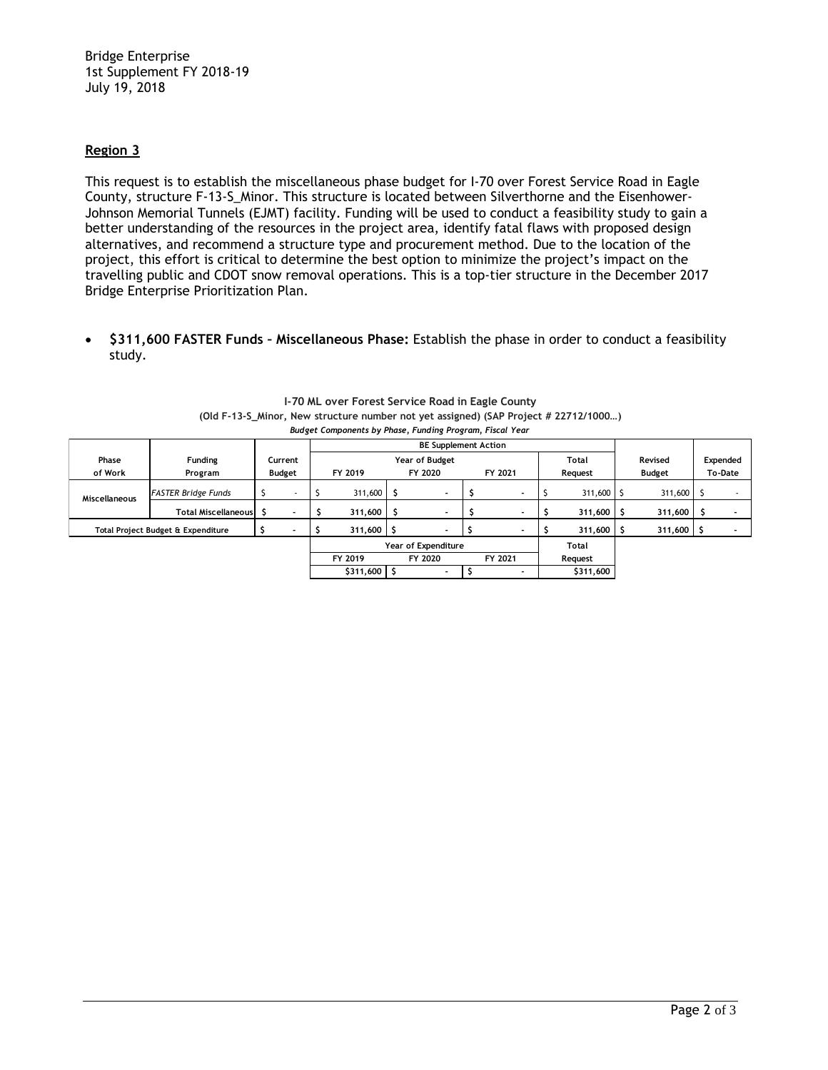Bridge Enterprise
1st Supplement FY 2018-19
July 19, 2018

## Region 3

This request is to establish the miscellaneous phase budget for I-70 over Forest Service Road in Eagle County, structure F-13-S_Minor. This structure is located between Silverthorne and the Eisenhower-Johnson Memorial Tunnels (EJMT) facility. Funding will be used to conduct a feasibility study to gain a better understanding of the resources in the project area, identify fatal flaws with proposed design alternatives, and recommend a structure type and procurement method. Due to the location of the project, this effort is critical to determine the best option to minimize the project's impact on the travelling public and CDOT snow removal operations. This is a top-tier structure in the December 2017 Bridge Enterprise Prioritization Plan.

- **$311,600 FASTER Funds – Miscellaneous Phase:** Establish the phase in order to conduct a feasibility study.

**I-70 ML over Forest Service Road in Eagle County**
**(Old F-13-S_Minor, New structure number not yet assigned) (SAP Project # 22712/1000…)**
***Budget Components by Phase, Funding Program, Fiscal Year***

| Phase of Work | Funding Program | Current Budget | BE Supplement Action: Year of Budget FY 2019 | FY 2020 | FY 2021 | Total Request | Revised Budget | Expended To-Date |
|---|---|---|---|---|---|---|---|---|
| Miscellaneous | *FASTER Bridge Funds* | $ - | $ 311,600 | $ - | $ - | $ 311,600 | $ 311,600 | $ - |
| | **Total Miscellaneous** | **$ -** | **$ 311,600** | **$ -** | **$ -** | **$ 311,600** | **$ 311,600** | **$ -** |
| **Total Project Budget & Expenditure** | | **$ -** | **$ 311,600** | **$ -** | **$ -** | **$ 311,600** | **$ 311,600** | **$ -** |

| Year of Expenditure: FY 2019 | FY 2020 | FY 2021 | Total Request |
|---|---|---|---|
| $311,600 | $ - | $ - | $311,600 |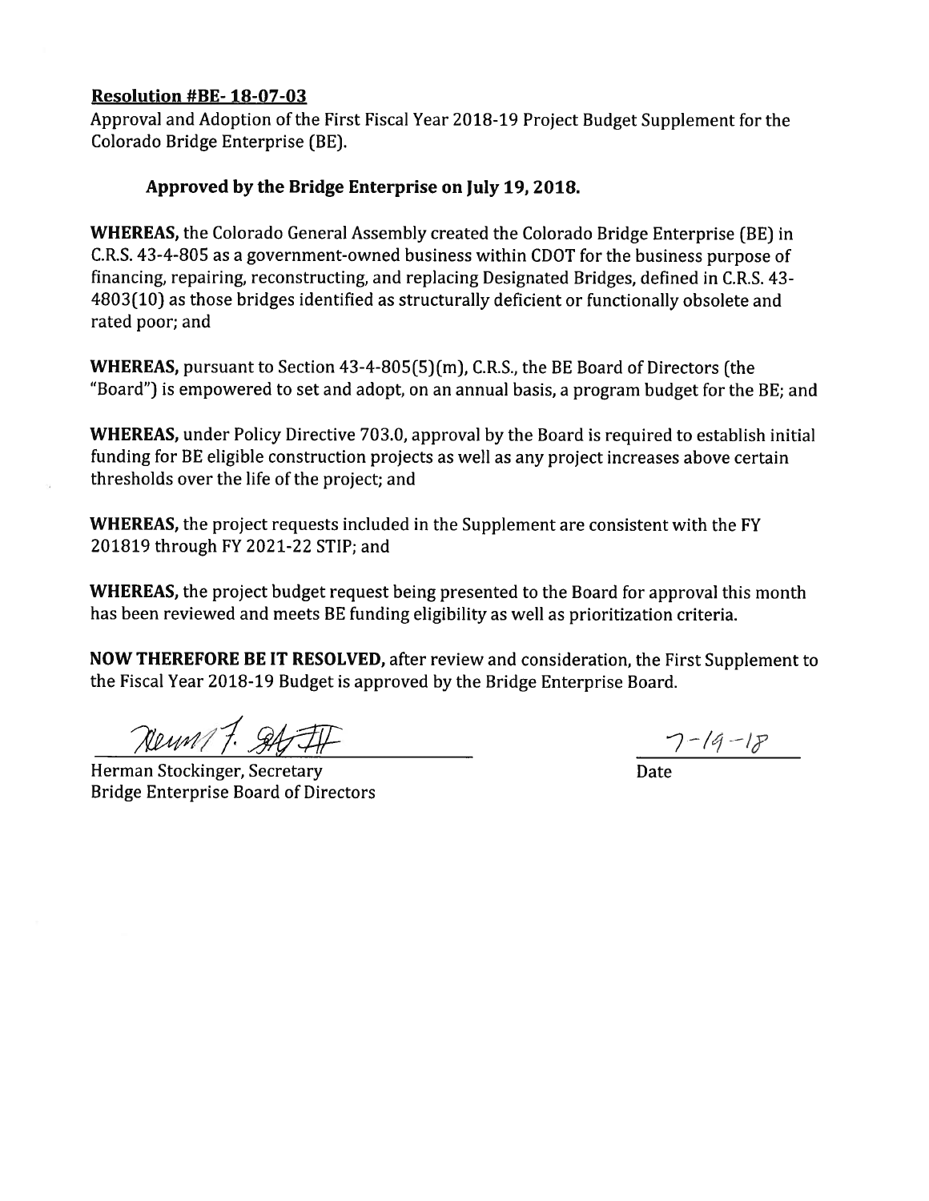**Resolution #BE- 18-07-03**

Approval and Adoption of the First Fiscal Year 2018-19 Project Budget Supplement for the Colorado Bridge Enterprise (BE).

**Approved by the Bridge Enterprise on July 19, 2018.**

**WHEREAS,** the Colorado General Assembly created the Colorado Bridge Enterprise (BE) in C.R.S. 43-4-805 as a government-owned business within CDOT for the business purpose of financing, repairing, reconstructing, and replacing Designated Bridges, defined in C.R.S. 43-4803(10) as those bridges identified as structurally deficient or functionally obsolete and rated poor; and

**WHEREAS,** pursuant to Section 43-4-805(5)(m), C.R.S., the BE Board of Directors (the "Board") is empowered to set and adopt, on an annual basis, a program budget for the BE; and

**WHEREAS,** under Policy Directive 703.0, approval by the Board is required to establish initial funding for BE eligible construction projects as well as any project increases above certain thresholds over the life of the project; and

**WHEREAS,** the project requests included in the Supplement are consistent with the FY 201819 through FY 2021-22 STIP; and

**WHEREAS,** the project budget request being presented to the Board for approval this month has been reviewed and meets BE funding eligibility as well as prioritization criteria.

**NOW THEREFORE BE IT RESOLVED,** after review and consideration, the First Supplement to the Fiscal Year 2018-19 Budget is approved by the Bridge Enterprise Board.

Herman Stockinger, Secretary
Bridge Enterprise Board of Directors

7-19-18
Date